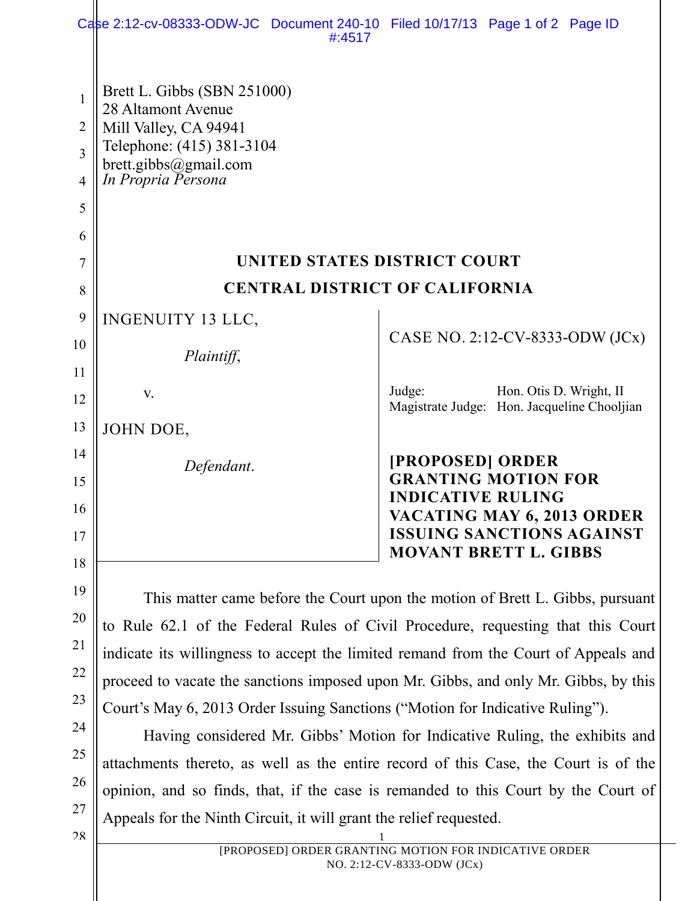Brett L. Gibbs (SBN 251000)
28 Altamont Avenue
Mill Valley, CA 94941
Telephone: (415) 381-3104
brett.gibbs@gmail.com
*In Propria Persona*

**UNITED STATES DISTRICT COURT**

**CENTRAL DISTRICT OF CALIFORNIA**

INGENUITY 13 LLC,

*Plaintiff*,

v.

JOHN DOE,

*Defendant*.

CASE NO. 2:12-CV-8333-ODW (JCx)

Judge: Hon. Otis D. Wright, II
Magistrate Judge: Hon. Jacqueline Chooljian

**[PROPOSED] ORDER GRANTING MOTION FOR INDICATIVE RULING VACATING MAY 6, 2013 ORDER ISSUING SANCTIONS AGAINST MOVANT BRETT L. GIBBS**

This matter came before the Court upon the motion of Brett L. Gibbs, pursuant to Rule 62.1 of the Federal Rules of Civil Procedure, requesting that this Court indicate its willingness to accept the limited remand from the Court of Appeals and proceed to vacate the sanctions imposed upon Mr. Gibbs, and only Mr. Gibbs, by this Court's May 6, 2013 Order Issuing Sanctions ("Motion for Indicative Ruling").

Having considered Mr. Gibbs' Motion for Indicative Ruling, the exhibits and attachments thereto, as well as the entire record of this Case, the Court is of the opinion, and so finds, that, if the case is remanded to this Court by the Court of Appeals for the Ninth Circuit, it will grant the relief requested.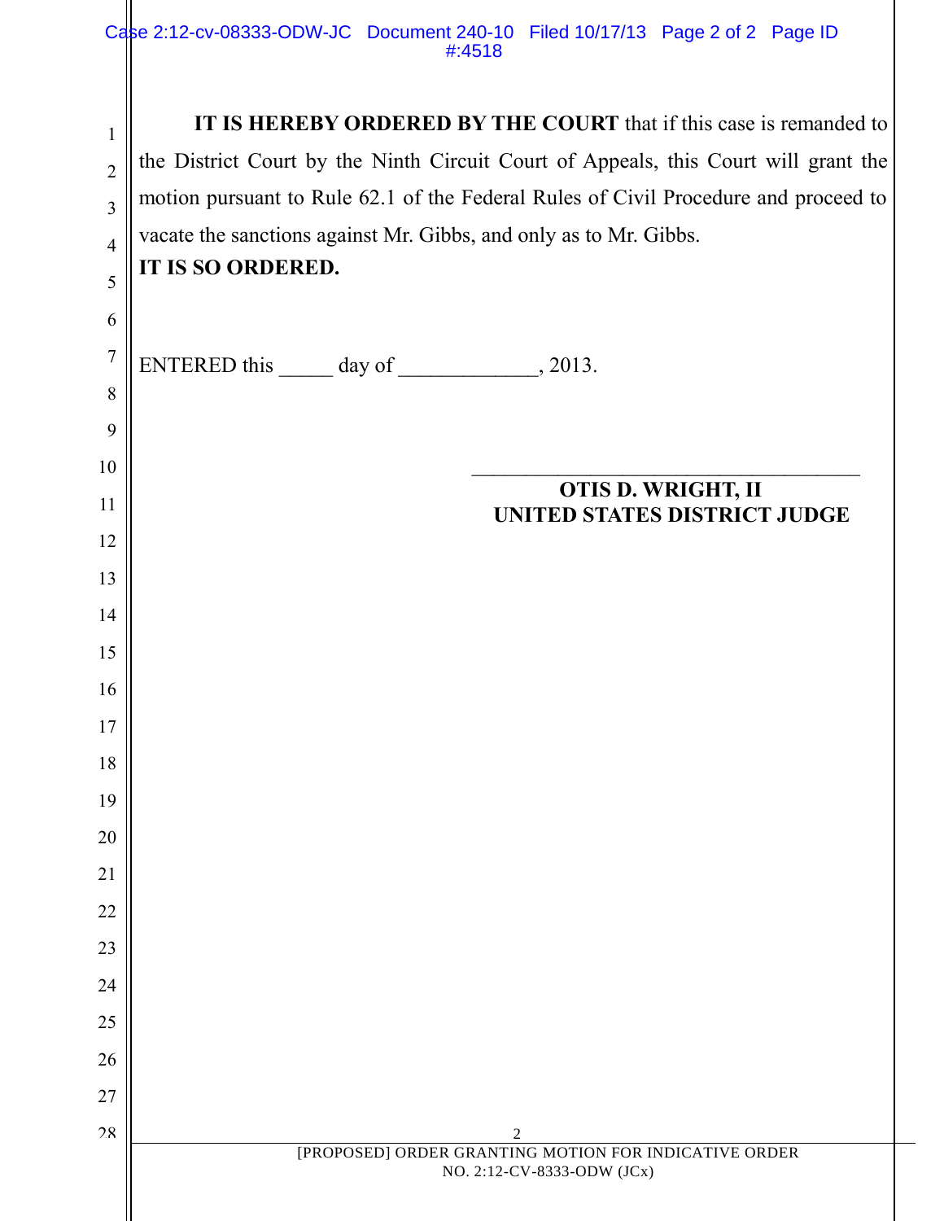**IT IS HEREBY ORDERED BY THE COURT** that if this case is remanded to the District Court by the Ninth Circuit Court of Appeals, this Court will grant the motion pursuant to Rule 62.1 of the Federal Rules of Civil Procedure and proceed to vacate the sanctions against Mr. Gibbs, and only as to Mr. Gibbs.

**IT IS SO ORDERED.**

ENTERED this _____ day of _____________, 2013.

______________________________________

**OTIS D. WRIGHT, II**
**UNITED STATES DISTRICT JUDGE**

[PROPOSED] ORDER GRANTING MOTION FOR INDICATIVE ORDER
NO. 2:12-CV-8333-ODW (JCx)